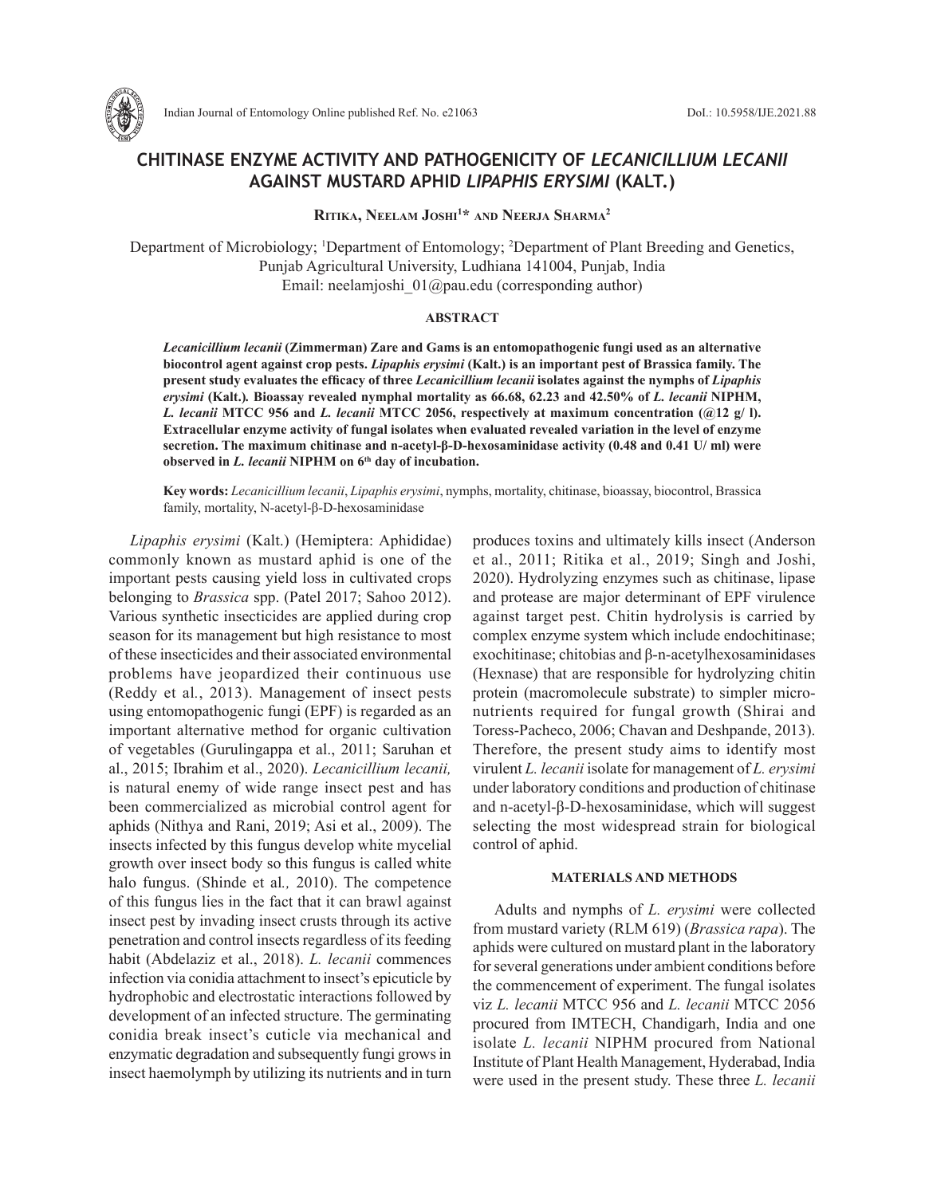# CHITINASE ENZYME ACTIVITY AND PATHOGENICITY OF *LECANICILLIUM LECANII* AGAINST MUSTARD APHID *LIPAPHIS ERYSIMI* (KALT.)

**Ritika, Neelam Joshi[1]* and Neerja Sharma[2]**

Department of Microbiology; [1]Department of Entomology; [2]Department of Plant Breeding and Genetics, Punjab Agricultural University, Ludhiana 141004, Punjab, India
Email: neelamjoshi_01@pau.edu (corresponding author)

## ABSTRACT

***Lecanicillium lecanii* (Zimmerman) Zare and Gams is an entomopathogenic fungi used as an alternative biocontrol agent against crop pests. *Lipaphis erysimi* (Kalt.) is an important pest of Brassica family. The present study evaluates the efficacy of three *Lecanicillium lecanii* isolates against the nymphs of *Lipaphis erysimi* (Kalt.). Bioassay revealed nymphal mortality as 66.68, 62.23 and 42.50% of *L. lecanii* NIPHM, *L. lecanii* MTCC 956 and *L. lecanii* MTCC 2056, respectively at maximum concentration (@12 g/ l). Extracellular enzyme activity of fungal isolates when evaluated revealed variation in the level of enzyme secretion. The maximum chitinase and n-acetyl-β-D-hexosaminidase activity (0.48 and 0.41 U/ ml) were observed in *L. lecanii* NIPHM on 6^th^ day of incubation.**

**Key words:** *Lecanicillium lecanii*, *Lipaphis erysimi*, nymphs, mortality, chitinase, bioassay, biocontrol, Brassica family, mortality, N-acetyl-β-D-hexosaminidase

*Lipaphis erysimi* (Kalt.) (Hemiptera: Aphididae) commonly known as mustard aphid is one of the important pests causing yield loss in cultivated crops belonging to *Brassica* spp. (Patel 2017; Sahoo 2012). Various synthetic insecticides are applied during crop season for its management but high resistance to most of these insecticides and their associated environmental problems have jeopardized their continuous use (Reddy et al., 2013). Management of insect pests using entomopathogenic fungi (EPF) is regarded as an important alternative method for organic cultivation of vegetables (Gurulingappa et al., 2011; Saruhan et al., 2015; Ibrahim et al., 2020). *Lecanicillium lecanii,* is natural enemy of wide range insect pest and has been commercialized as microbial control agent for aphids (Nithya and Rani, 2019; Asi et al., 2009). The insects infected by this fungus develop white mycelial growth over insect body so this fungus is called white halo fungus. (Shinde et al*.,* 2010). The competence of this fungus lies in the fact that it can brawl against insect pest by invading insect crusts through its active penetration and control insects regardless of its feeding habit (Abdelaziz et al., 2018). *L. lecanii* commences infection via conidia attachment to insect's epicuticle by hydrophobic and electrostatic interactions followed by development of an infected structure. The germinating conidia break insect's cuticle via mechanical and enzymatic degradation and subsequently fungi grows in insect haemolymph by utilizing its nutrients and in turn produces toxins and ultimately kills insect (Anderson et al., 2011; Ritika et al., 2019; Singh and Joshi, 2020). Hydrolyzing enzymes such as chitinase, lipase and protease are major determinant of EPF virulence against target pest. Chitin hydrolysis is carried by complex enzyme system which include endochitinase; exochitinase; chitobias and β-n-acetylhexosaminidases (Hexnase) that are responsible for hydrolyzing chitin protein (macromolecule substrate) to simpler micronutrients required for fungal growth (Shirai and Toress-Pacheco, 2006; Chavan and Deshpande, 2013). Therefore, the present study aims to identify most virulent *L. lecanii* isolate for management of *L. erysimi* under laboratory conditions and production of chitinase and n-acetyl-β-D-hexosaminidase, which will suggest selecting the most widespread strain for biological control of aphid.

## MATERIALS AND METHODS

Adults and nymphs of *L. erysimi* were collected from mustard variety (RLM 619) (*Brassica rapa*). The aphids were cultured on mustard plant in the laboratory for several generations under ambient conditions before the commencement of experiment. The fungal isolates viz *L. lecanii* MTCC 956 and *L. lecanii* MTCC 2056 procured from IMTECH, Chandigarh, India and one isolate *L. lecanii* NIPHM procured from National Institute of Plant Health Management, Hyderabad, India were used in the present study. These three *L. lecanii*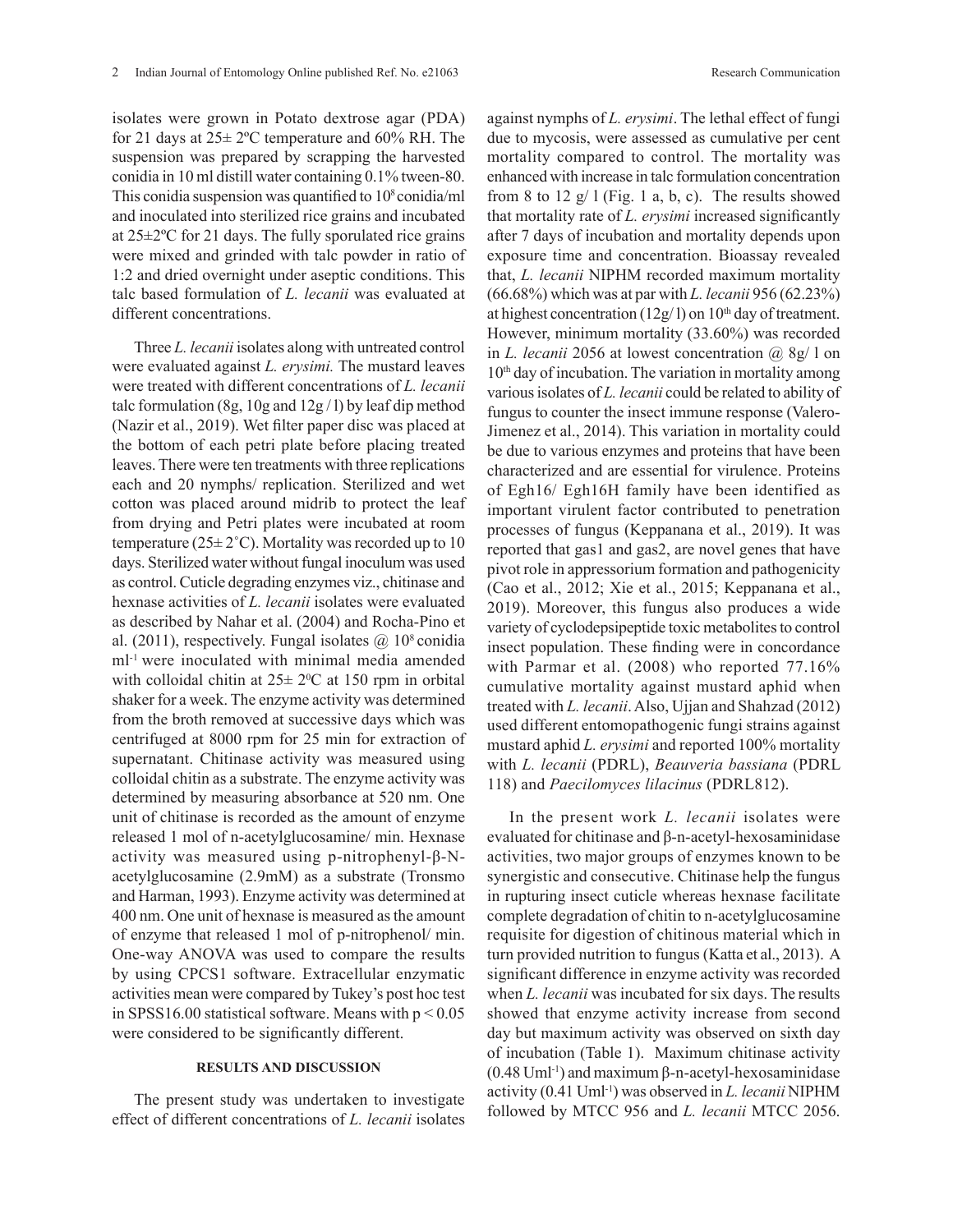isolates were grown in Potato dextrose agar (PDA) for 21 days at 25± 2ºC temperature and 60% RH. The suspension was prepared by scrapping the harvested conidia in 10 ml distill water containing 0.1% tween-80. This conidia suspension was quantified to $10^8$ conidia/ml and inoculated into sterilized rice grains and incubated at 25±2ºC for 21 days. The fully sporulated rice grains were mixed and grinded with talc powder in ratio of 1:2 and dried overnight under aseptic conditions. This talc based formulation of *L. lecanii* was evaluated at different concentrations.

Three *L. lecanii* isolates along with untreated control were evaluated against *L. erysimi.* The mustard leaves were treated with different concentrations of *L. lecanii* talc formulation (8g, 10g and 12g / l) by leaf dip method (Nazir et al., 2019). Wet filter paper disc was placed at the bottom of each petri plate before placing treated leaves. There were ten treatments with three replications each and 20 nymphs/ replication. Sterilized and wet cotton was placed around midrib to protect the leaf from drying and Petri plates were incubated at room temperature (25± 2˚C). Mortality was recorded up to 10 days. Sterilized water without fungal inoculum was used as control. Cuticle degrading enzymes viz., chitinase and hexnase activities of *L. lecanii* isolates were evaluated as described by Nahar et al. (2004) and Rocha-Pino et al. (2011), respectively. Fungal isolates @ $10^8$ conidia $ml^{-1}$ were inoculated with minimal media amended with colloidal chitin at 25± 2ºC at 150 rpm in orbital shaker for a week. The enzyme activity was determined from the broth removed at successive days which was centrifuged at 8000 rpm for 25 min for extraction of supernatant. Chitinase activity was measured using colloidal chitin as a substrate. The enzyme activity was determined by measuring absorbance at 520 nm. One unit of chitinase is recorded as the amount of enzyme released 1 mol of n-acetylglucosamine/ min. Hexnase activity was measured using p-nitrophenyl-β-N-acetylglucosamine (2.9mM) as a substrate (Tronsmo and Harman, 1993). Enzyme activity was determined at 400 nm. One unit of hexnase is measured as the amount of enzyme that released 1 mol of p-nitrophenol/ min. One-way ANOVA was used to compare the results by using CPCS1 software. Extracellular enzymatic activities mean were compared by Tukey's post hoc test in SPSS16.00 statistical software. Means with $p < 0.05$ were considered to be significantly different.

## RESULTS AND DISCUSSION

The present study was undertaken to investigate effect of different concentrations of *L. lecanii* isolates against nymphs of *L. erysimi*. The lethal effect of fungi due to mycosis, were assessed as cumulative per cent mortality compared to control. The mortality was enhanced with increase in talc formulation concentration from 8 to 12 g/ l (Fig. 1 a, b, c). The results showed that mortality rate of *L. erysimi* increased significantly after 7 days of incubation and mortality depends upon exposure time and concentration. Bioassay revealed that, *L. lecanii* NIPHM recorded maximum mortality (66.68%) which was at par with *L. lecanii* 956 (62.23%) at highest concentration (12g/ l) on 10th day of treatment. However, minimum mortality (33.60%) was recorded in *L. lecanii* 2056 at lowest concentration @ 8g/ l on 10th day of incubation. The variation in mortality among various isolates of *L. lecanii* could be related to ability of fungus to counter the insect immune response (Valero-Jimenez et al., 2014). This variation in mortality could be due to various enzymes and proteins that have been characterized and are essential for virulence. Proteins of Egh16/ Egh16H family have been identified as important virulent factor contributed to penetration processes of fungus (Keppanana et al., 2019). It was reported that gas1 and gas2, are novel genes that have pivot role in appressorium formation and pathogenicity (Cao et al., 2012; Xie et al., 2015; Keppanana et al., 2019). Moreover, this fungus also produces a wide variety of cyclodepsipeptide toxic metabolites to control insect population. These finding were in concordance with Parmar et al. (2008) who reported 77.16% cumulative mortality against mustard aphid when treated with *L. lecanii*. Also, Ujjan and Shahzad (2012) used different entomopathogenic fungi strains against mustard aphid *L. erysimi* and reported 100% mortality with *L. lecanii* (PDRL), *Beauveria bassiana* (PDRL 118) and *Paecilomyces lilacinus* (PDRL812).

In the present work *L. lecanii* isolates were evaluated for chitinase and β-n-acetyl-hexosaminidase activities, two major groups of enzymes known to be synergistic and consecutive. Chitinase help the fungus in rupturing insect cuticle whereas hexnase facilitate complete degradation of chitin to n-acetylglucosamine requisite for digestion of chitinous material which in turn provided nutrition to fungus (Katta et al., 2013). A significant difference in enzyme activity was recorded when *L. lecanii* was incubated for six days. The results showed that enzyme activity increase from second day but maximum activity was observed on sixth day of incubation (Table 1). Maximum chitinase activity (0.48 $Uml^{-1}$) and maximum β-n-acetyl-hexosaminidase activity (0.41 $Uml^{-1}$) was observed in *L. lecanii* NIPHM followed by MTCC 956 and *L. lecanii* MTCC 2056.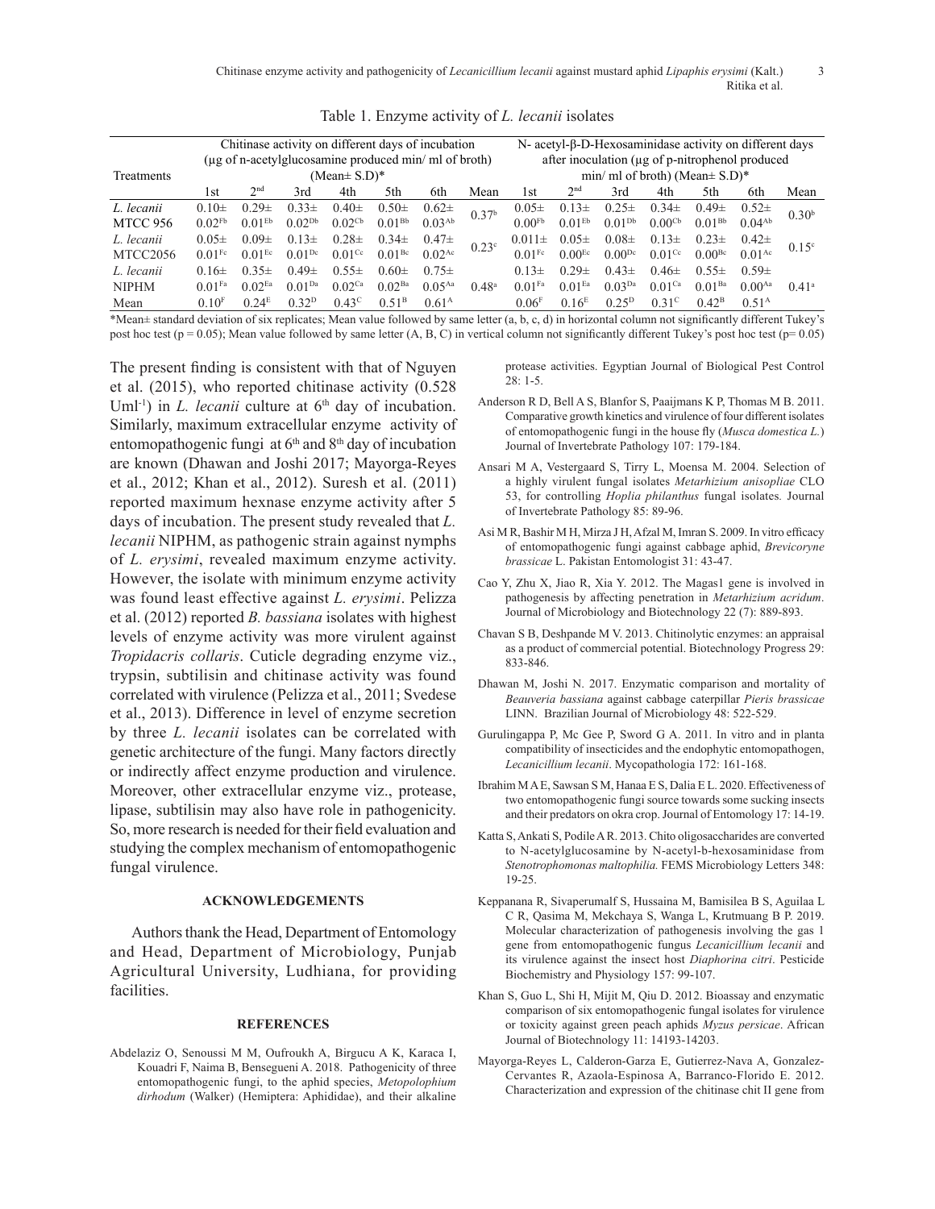Table 1. Enzyme activity of *L. lecanii* isolates

| Treatments | Chitinase activity on different days of incubation (µg of n-acetylglucosamine produced min/ ml of broth) (Mean± S.D)* | | | | | | | N- acetyl-β-D-Hexosaminidase activity on different days after inoculation (µg of p-nitrophenol produced min/ ml of broth) (Mean± S.D)* | | | | | | |
|---|---|---|---|---|---|---|---|---|---|---|---|---|---|---|
| | 1st | 2nd | 3rd | 4th | 5th | 6th | Mean | 1st | 2nd | 3rd | 4th | 5th | 6th | Mean |
| *L. lecanii* MTCC 956 | 0.10± 0.02[Fb] | 0.29± 0.01[Eb] | 0.33± 0.02[Db] | 0.40± 0.02[Cb] | 0.50± 0.01[Bb] | 0.62± 0.03[Ab] | 0.37[b] | 0.05± 0.00[Fb] | 0.13± 0.01[Eb] | 0.25± 0.01[Db] | 0.34± 0.00[Cb] | 0.49± 0.01[Bb] | 0.52± 0.04[Ab] | 0.30[b] |
| *L. lecanii* MTCC2056 | 0.05± 0.01[Fc] | 0.09± 0.01[Ec] | 0.13± 0.01[Dc] | 0.28± 0.01[Cc] | 0.34± 0.01[Bc] | 0.47± 0.02[Ac] | 0.23[c] | 0.011± 0.01[Fc] | 0.05± 0.00[Ec] | 0.08± 0.00[Dc] | 0.13± 0.01[Cc] | 0.23± 0.00[Bc] | 0.42± 0.01[Ac] | 0.15[c] |
| *L. lecanii* NIPHM | 0.16± 0.01[Fa] | 0.35± 0.02[Ea] | 0.49± 0.01[Da] | 0.55± 0.02[Ca] | 0.60± 0.02[Ba] | 0.75± 0.05[Aa] | 0.48[a] | 0.13± 0.01[Fa] | 0.29± 0.01[Ea] | 0.43± 0.03[Da] | 0.46± 0.01[Ca] | 0.55± 0.01[Ba] | 0.59± 0.00[Aa] | 0.41[a] |
| Mean | 0.10[F] | 0.24[E] | 0.32[D] | 0.43[C] | 0.51[B] | 0.61[A] | | 0.06[F] | 0.16[E] | 0.25[D] | 0.31[C] | 0.42[B] | 0.51[A] | |

*Mean± standard deviation of six replicates; Mean value followed by same letter (a, b, c, d) in horizontal column not significantly different Tukey's post hoc test (p = 0.05); Mean value followed by same letter (A, B, C) in vertical column not significantly different Tukey's post hoc test (p= 0.05)

The present finding is consistent with that of Nguyen et al. (2015), who reported chitinase activity (0.528 Uml$^{-1}$) in *L. lecanii* culture at 6th day of incubation. Similarly, maximum extracellular enzyme activity of entomopathogenic fungi at 6th and 8th day of incubation are known (Dhawan and Joshi 2017; Mayorga-Reyes et al., 2012; Khan et al., 2012). Suresh et al. (2011) reported maximum hexnase enzyme activity after 5 days of incubation. The present study revealed that *L. lecanii* NIPHM, as pathogenic strain against nymphs of *L. erysimi*, revealed maximum enzyme activity. However, the isolate with minimum enzyme activity was found least effective against *L. erysimi*. Pelizza et al. (2012) reported *B. bassiana* isolates with highest levels of enzyme activity was more virulent against *Tropidacris collaris*. Cuticle degrading enzyme viz., trypsin, subtilisin and chitinase activity was found correlated with virulence (Pelizza et al., 2011; Svedese et al., 2013). Difference in level of enzyme secretion by three *L. lecanii* isolates can be correlated with genetic architecture of the fungi. Many factors directly or indirectly affect enzyme production and virulence. Moreover, other extracellular enzyme viz., protease, lipase, subtilisin may also have role in pathogenicity. So, more research is needed for their field evaluation and studying the complex mechanism of entomopathogenic fungal virulence.

## ACKNOWLEDGEMENTS

Authors thank the Head, Department of Entomology and Head, Department of Microbiology, Punjab Agricultural University, Ludhiana, for providing facilities.

## REFERENCES

Abdelaziz O, Senoussi M M, Oufroukh A, Birgucu A K, Karaca I, Kouadri F, Naima B, Benseguen A. 2018. Pathogenicity of three entomopathogenic fungi, to the aphid species, *Metopolophium dirhodum* (Walker) (Hemiptera: Aphididae), and their alkaline protease activities. Egyptian Journal of Biological Pest Control 28: 1-5.

Anderson R D, Bell A S, Blanfor S, Paaijmans K P, Thomas M B. 2011. Comparative growth kinetics and virulence of four different isolates of entomopathogenic fungi in the house fly (*Musca domestica L.*) Journal of Invertebrate Pathology 107: 179-184.

Ansari M A, Vestergaard S, Tirry L, Moensa M. 2004. Selection of a highly virulent fungal isolates *Metarhizium anisopliae* CLO 53, for controlling *Hoplia philanthus* fungal isolates. Journal of Invertebrate Pathology 85: 89-96.

Asi M R, Bashir M H, Mirza J H, Afzal M, Imran S. 2009. In vitro efficacy of entomopathogenic fungi against cabbage aphid, *Brevicoryne brassicae* L. Pakistan Entomologist 31: 43-47.

Cao Y, Zhu X, Jiao R, Xia Y. 2012. The Magas1 gene is involved in pathogenesis by affecting penetration in *Metarhizium acridum*. Journal of Microbiology and Biotechnology 22 (7): 889-893.

Chavan S B, Deshpande M V. 2013. Chitinolytic enzymes: an appraisal as a product of commercial potential. Biotechnology Progress 29: 833-846.

Dhawan M, Joshi N. 2017. Enzymatic comparison and mortality of *Beauveria bassiana* against cabbage caterpillar *Pieris brassicae* LINN. Brazilian Journal of Microbiology 48: 522-529.

Gurulingappa P, Mc Gee P, Sword G A. 2011. In vitro and in planta compatibility of insecticides and the endophytic entomopathogen, *Lecanicillium lecanii*. Mycopathologia 172: 161-168.

Ibrahim M A E, Sawsan S M, Hanaa E S, Dalia E L. 2020. Effectiveness of two entomopathogenic fungi source towards some sucking insects and their predators on okra crop. Journal of Entomology 17: 14-19.

Katta S, Ankati S, Podile A R. 2013. Chito oligosaccharides are converted to N-acetylglucosamine by N-acetyl-b-hexosaminidase from *Stenotrophomonas maltophilia.* FEMS Microbiology Letters 348: 19-25.

Keppanana R, Sivaperumalf S, Hussaina M, Bamisilea B S, Aguilaa L C R, Qasima M, Mekchaya S, Wanga L, Krutmuang B P. 2019. Molecular characterization of pathogenesis involving the gas 1 gene from entomopathogenic fungus *Lecanicillium lecanii* and its virulence against the insect host *Diaphorina citri*. Pesticide Biochemistry and Physiology 157: 99-107.

Khan S, Guo L, Shi H, Mijit M, Qiu D. 2012. Bioassay and enzymatic comparison of six entomopathogenic fungal isolates for virulence or toxicity against green peach aphids *Myzus persicae*. African Journal of Biotechnology 11: 14193-14203.

Mayorga-Reyes L, Calderon-Garza E, Gutierrez-Nava A, Gonzalez-Cervantes R, Azaola-Espinosa A, Barranco-Florido E. 2012. Characterization and expression of the chitinase chit II gene from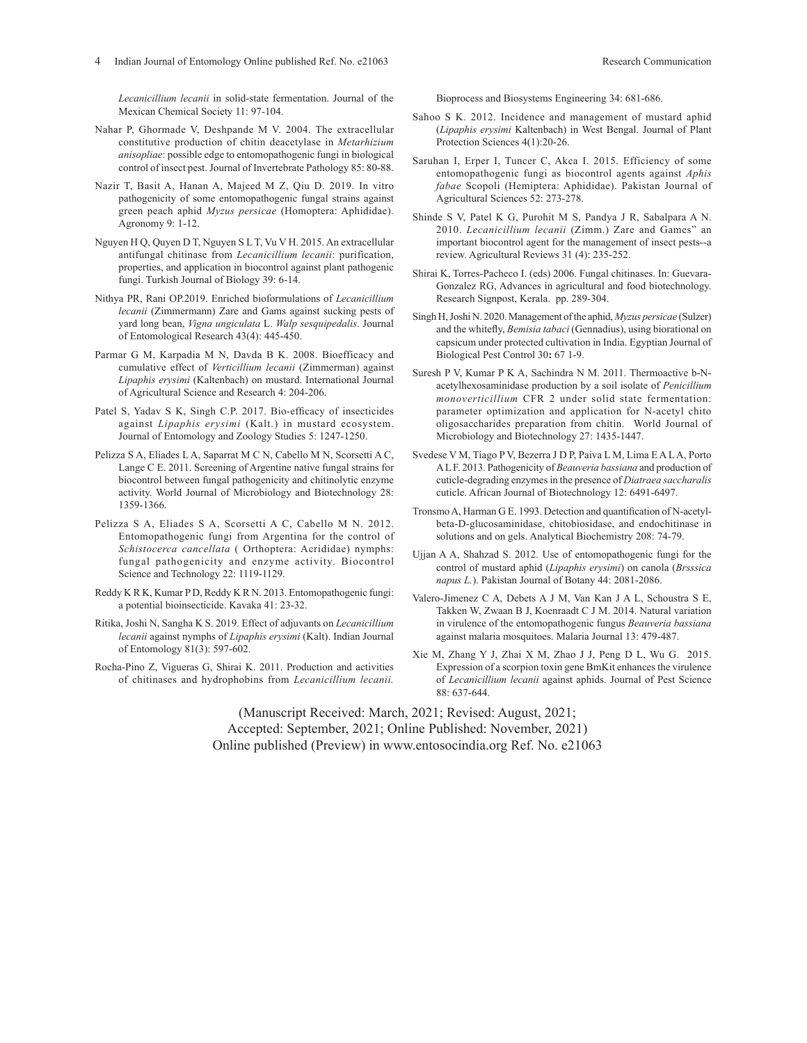*Lecanicillium lecanii* in solid-state fermentation. Journal of the Mexican Chemical Society 11: 97-104.

Nahar P, Ghormade V, Deshpande M V. 2004. The extracellular constitutive production of chitin deacetylase in *Metarhizium anisopliae*: possible edge to entomopathogenic fungi in biological control of insect pest. Journal of Invertebrate Pathology 85: 80-88.

Nazir T, Basit A, Hanan A, Majeed M Z, Qiu D. 2019. In vitro pathogenicity of some entomopathogenic fungal strains against green peach aphid *Myzus persicae* (Homoptera: Aphididae). Agronomy 9: 1-12.

Nguyen H Q, Quyen D T, Nguyen S L T, Vu V H. 2015. An extracellular antifungal chitinase from *Lecanicillium lecanii*: purification, properties, and application in biocontrol against plant pathogenic fungi. Turkish Journal of Biology 39: 6-14.

Nithya PR, Rani OP.2019. Enriched bioformulations of *Lecanicillium lecanii* (Zimmermann) Zare and Gams against sucking pests of yard long bean, *Vigna ungiculata* L. *Walp sesquipedalis*. Journal of Entomological Research 43(4): 445-450.

Parmar G M, Karpadia M N, Davda B K. 2008. Bioefficacy and cumulative effect of *Verticillium lecanii* (Zimmerman) against *Lipaphis erysimi* (Kaltenbach) on mustard. International Journal of Agricultural Science and Research 4: 204-206.

Patel S, Yadav S K, Singh C.P. 2017. Bio-efficacy of insecticides against *Lipaphis erysimi* (Kalt.) in mustard ecosystem. Journal of Entomology and Zoology Studies 5: 1247-1250.

Pelizza S A, Elíades L A, Saparrat M C N, Cabello M N, Scorsetti A C, Lange C E. 2011. Screening of Argentine native fungal strains for biocontrol between fungal pathogenicity and chitinolytic enzyme activity. World Journal of Microbiology and Biotechnology 28: 1359-1366.

Pelizza S A, Eliades S A, Scorsetti A C, Cabello M N. 2012. Entomopathogenic fungi from Argentina for the control of *Schistocerca cancellata* ( Orthoptera: Acrididae) nymphs: fungal pathogenicity and enzyme activity. Biocontrol Science and Technology 22: 1119-1129.

Reddy K R K, Kumar P D, Reddy K R N. 2013. Entomopathogenic fungi: a potential bioinsecticide. Kavaka 41: 23-32.

Ritika, Joshi N, Sangha K S. 2019. Effect of adjuvants on *Lecanicillium lecanii* against nymphs of *Lipaphis erysimi* (Kalt). Indian Journal of Entomology 81(3): 597-602.

Rocha-Pino Z, Vigueras G, Shirai K. 2011. Production and activities of chitinases and hydrophobins from *Lecanicillium lecanii.* Bioprocess and Biosystems Engineering 34: 681-686.

Sahoo S K. 2012. Incidence and management of mustard aphid (*Lipaphis erysimi* Kaltenbach) in West Bengal. Journal of Plant Protection Sciences 4(1):20-26.

Saruhan I, Erper I, Tuncer C, Akca I. 2015. Efficiency of some entomopathogenic fungi as biocontrol agents against *Aphis fabae* Scopoli (Hemiptera: Aphididae). Pakistan Journal of Agricultural Sciences 52: 273-278.

Shinde S V, Patel K G, Purohit M S, Pandya J R, Sabalpara A N. 2010. *Lecanicillium lecanii* (Zimm.) Zare and Games" an important biocontrol agent for the management of insect pests--a review. Agricultural Reviews 31 (4): 235-252.

Shirai K, Torres-Pacheco I. (eds) 2006. Fungal chitinases. In: Guevara-Gonzalez RG, Advances in agricultural and food biotechnology. Research Signpost, Kerala. pp. 289-304.

Singh H, Joshi N. 2020. Management of the aphid, *Myzus persicae* (Sulzer) and the whitefly, *Bemisia tabaci* (Gennadius), using biorational on capsicum under protected cultivation in India. Egyptian Journal of Biological Pest Control 30**:** 67 1-9.

Suresh P V, Kumar P K A, Sachindra N M. 2011. Thermoactive b-N-acetylhexosaminidase production by a soil isolate of *Penicillium monoverticillium* CFR 2 under solid state fermentation: parameter optimization and application for N-acetyl chito oligosaccharides preparation from chitin. World Journal of Microbiology and Biotechnology 27: 1435-1447.

Svedese V M, Tiago P V, Bezerra J D P, Paiva L M, Lima E A L A, Porto A L F. 2013. Pathogenicity of *Beauveria bassiana* and production of cuticle-degrading enzymes in the presence of *Diatraea saccharalis* cuticle. African Journal of Biotechnology 12: 6491-6497.

Tronsmo A, Harman G E. 1993. Detection and quantification of N-acetyl-beta-D-glucosaminidase, chitobiosidase, and endochitinase in solutions and on gels. Analytical Biochemistry 208: 74-79.

Ujjan A A, Shahzad S. 2012. Use of entomopathogenic fungi for the control of mustard aphid (*Lipaphis erysimi*) on canola (*Brsssica napus L.*). Pakistan Journal of Botany 44: 2081-2086.

Valero-Jimenez C A, Debets A J M, Van Kan J A L, Schoustra S E, Takken W, Zwaan B J, Koenraadt C J M. 2014. Natural variation in virulence of the entomopathogenic fungus *Beauveria bassiana* against malaria mosquitoes. Malaria Journal 13: 479-487.

Xie M, Zhang Y J, Zhai X M, Zhao J J, Peng D L, Wu G. 2015. Expression of a scorpion toxin gene BmKit enhances the virulence of *Lecanicillium lecanii* against aphids. Journal of Pest Science 88: 637-644.

(Manuscript Received: March, 2021; Revised: August, 2021;
Accepted: September, 2021; Online Published: November, 2021)
Online published (Preview) in www.entosocindia.org Ref. No. e21063